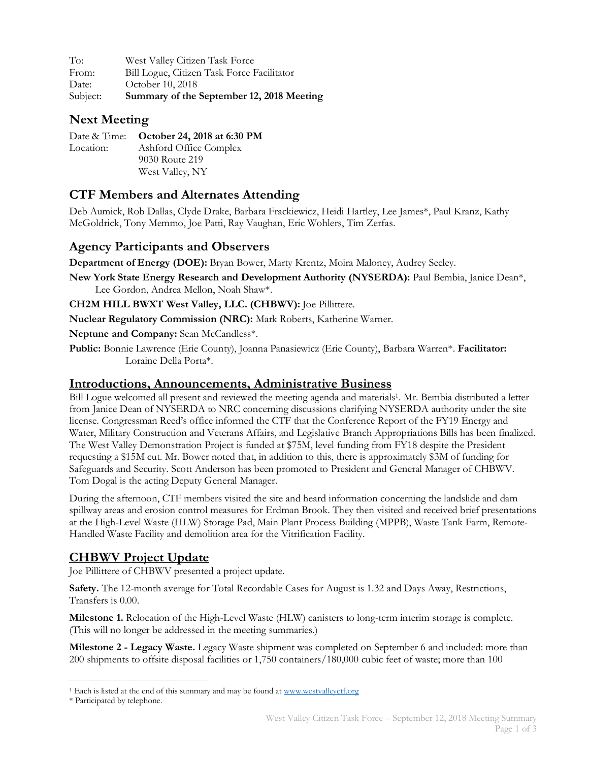To: West Valley Citizen Task Force
From: Bill Logue, Citizen Task Force Facilitator
Date: October 10, 2018
Subject: **Summary of the September 12, 2018 Meeting**

## Next Meeting

Date & Time: **October 24, 2018 at 6:30 PM**
Location: Ashford Office Complex
9030 Route 219
West Valley, NY

## CTF Members and Alternates Attending

Deb Aumick, Rob Dallas, Clyde Drake, Barbara Frackiewicz, Heidi Hartley, Lee James*, Paul Kranz, Kathy McGoldrick, Tony Memmo, Joe Patti, Ray Vaughan, Eric Wohlers, Tim Zerfas.

## Agency Participants and Observers

**Department of Energy (DOE):** Bryan Bower, Marty Krentz, Moira Maloney, Audrey Seeley.

**New York State Energy Research and Development Authority (NYSERDA):** Paul Bembia, Janice Dean*, Lee Gordon, Andrea Mellon, Noah Shaw*.

**CH2M HILL BWXT West Valley, LLC. (CHBWV):** Joe Pillittere.

**Nuclear Regulatory Commission (NRC):** Mark Roberts, Katherine Warner.

**Neptune and Company:** Sean McCandless*.

**Public:** Bonnie Lawrence (Erie County), Joanna Panasiewicz (Erie County), Barbara Warren*. **Facilitator:** Loraine Della Porta*.

## Introductions, Announcements, Administrative Business

Bill Logue welcomed all present and reviewed the meeting agenda and materials[1]. Mr. Bembia distributed a letter from Janice Dean of NYSERDA to NRC concerning discussions clarifying NYSERDA authority under the site license. Congressman Reed's office informed the CTF that the Conference Report of the FY19 Energy and Water, Military Construction and Veterans Affairs, and Legislative Branch Appropriations Bills has been finalized. The West Valley Demonstration Project is funded at $75M, level funding from FY18 despite the President requesting a $15M cut. Mr. Bower noted that, in addition to this, there is approximately $3M of funding for Safeguards and Security. Scott Anderson has been promoted to President and General Manager of CHBWV. Tom Dogal is the acting Deputy General Manager.

During the afternoon, CTF members visited the site and heard information concerning the landslide and dam spillway areas and erosion control measures for Erdman Brook. They then visited and received brief presentations at the High-Level Waste (HLW) Storage Pad, Main Plant Process Building (MPPB), Waste Tank Farm, Remote-Handled Waste Facility and demolition area for the Vitrification Facility.

## CHBWV Project Update

Joe Pillittere of CHBWV presented a project update.

**Safety.** The 12-month average for Total Recordable Cases for August is 1.32 and Days Away, Restrictions, Transfers is 0.00.

**Milestone 1.** Relocation of the High-Level Waste (HLW) canisters to long-term interim storage is complete. (This will no longer be addressed in the meeting summaries.)

**Milestone 2 - Legacy Waste.** Legacy Waste shipment was completed on September 6 and included: more than 200 shipments to offsite disposal facilities or 1,750 containers/180,000 cubic feet of waste; more than 100

---

[1] Each is listed at the end of this summary and may be found at www.westvalleyctf.org

\* Participated by telephone.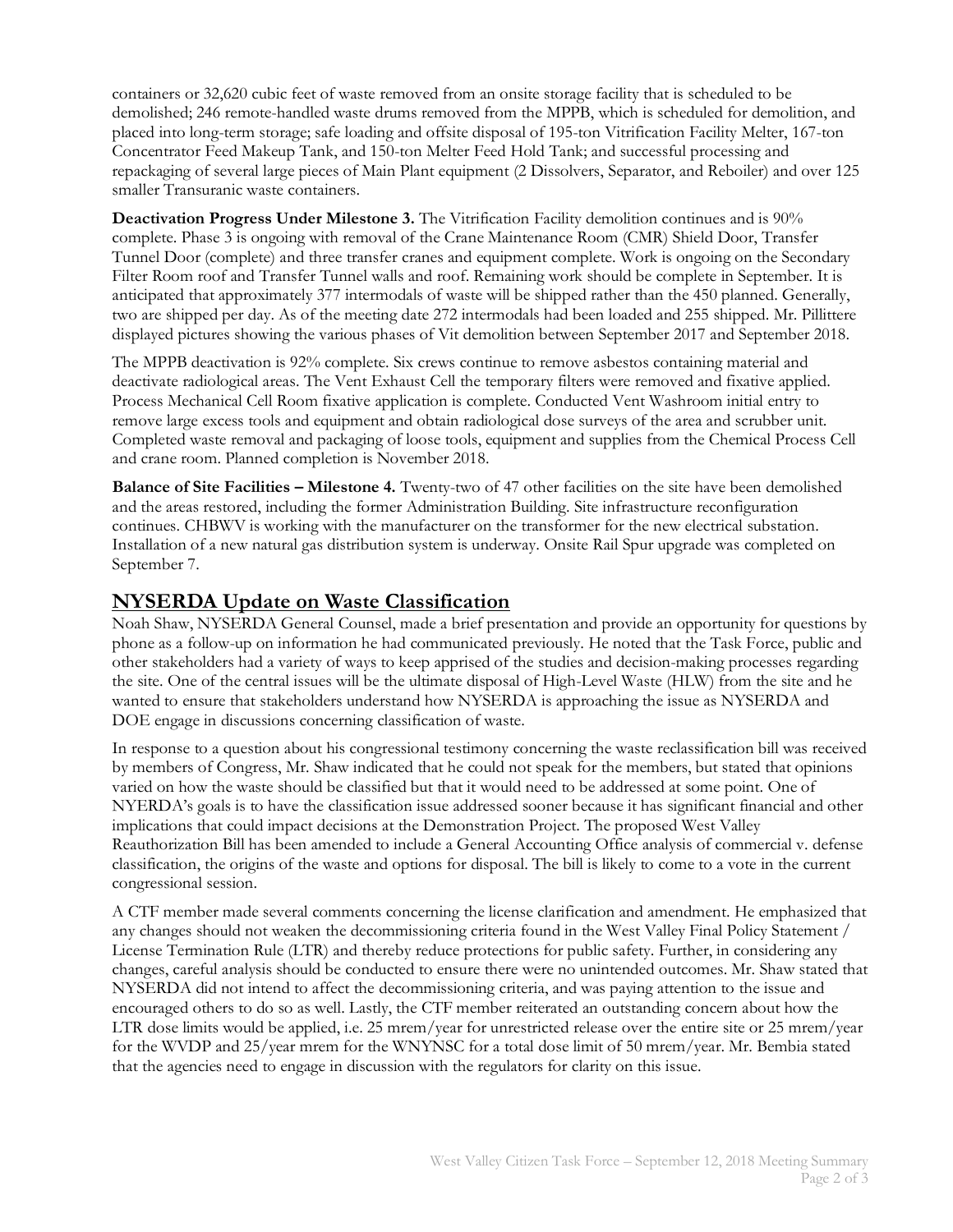containers or 32,620 cubic feet of waste removed from an onsite storage facility that is scheduled to be demolished; 246 remote-handled waste drums removed from the MPPB, which is scheduled for demolition, and placed into long-term storage; safe loading and offsite disposal of 195-ton Vitrification Facility Melter, 167-ton Concentrator Feed Makeup Tank, and 150-ton Melter Feed Hold Tank; and successful processing and repackaging of several large pieces of Main Plant equipment (2 Dissolvers, Separator, and Reboiler) and over 125 smaller Transuranic waste containers.

**Deactivation Progress Under Milestone 3.** The Vitrification Facility demolition continues and is 90% complete. Phase 3 is ongoing with removal of the Crane Maintenance Room (CMR) Shield Door, Transfer Tunnel Door (complete) and three transfer cranes and equipment complete. Work is ongoing on the Secondary Filter Room roof and Transfer Tunnel walls and roof. Remaining work should be complete in September. It is anticipated that approximately 377 intermodals of waste will be shipped rather than the 450 planned. Generally, two are shipped per day. As of the meeting date 272 intermodals had been loaded and 255 shipped. Mr. Pillittere displayed pictures showing the various phases of Vit demolition between September 2017 and September 2018.

The MPPB deactivation is 92% complete. Six crews continue to remove asbestos containing material and deactivate radiological areas. The Vent Exhaust Cell the temporary filters were removed and fixative applied. Process Mechanical Cell Room fixative application is complete. Conducted Vent Washroom initial entry to remove large excess tools and equipment and obtain radiological dose surveys of the area and scrubber unit. Completed waste removal and packaging of loose tools, equipment and supplies from the Chemical Process Cell and crane room. Planned completion is November 2018.

**Balance of Site Facilities – Milestone 4.** Twenty-two of 47 other facilities on the site have been demolished and the areas restored, including the former Administration Building. Site infrastructure reconfiguration continues. CHBWV is working with the manufacturer on the transformer for the new electrical substation. Installation of a new natural gas distribution system is underway. Onsite Rail Spur upgrade was completed on September 7.

## NYSERDA Update on Waste Classification

Noah Shaw, NYSERDA General Counsel, made a brief presentation and provide an opportunity for questions by phone as a follow-up on information he had communicated previously. He noted that the Task Force, public and other stakeholders had a variety of ways to keep apprised of the studies and decision-making processes regarding the site. One of the central issues will be the ultimate disposal of High-Level Waste (HLW) from the site and he wanted to ensure that stakeholders understand how NYSERDA is approaching the issue as NYSERDA and DOE engage in discussions concerning classification of waste.

In response to a question about his congressional testimony concerning the waste reclassification bill was received by members of Congress, Mr. Shaw indicated that he could not speak for the members, but stated that opinions varied on how the waste should be classified but that it would need to be addressed at some point. One of NYERDA's goals is to have the classification issue addressed sooner because it has significant financial and other implications that could impact decisions at the Demonstration Project. The proposed West Valley Reauthorization Bill has been amended to include a General Accounting Office analysis of commercial v. defense classification, the origins of the waste and options for disposal. The bill is likely to come to a vote in the current congressional session.

A CTF member made several comments concerning the license clarification and amendment. He emphasized that any changes should not weaken the decommissioning criteria found in the West Valley Final Policy Statement / License Termination Rule (LTR) and thereby reduce protections for public safety. Further, in considering any changes, careful analysis should be conducted to ensure there were no unintended outcomes. Mr. Shaw stated that NYSERDA did not intend to affect the decommissioning criteria, and was paying attention to the issue and encouraged others to do so as well. Lastly, the CTF member reiterated an outstanding concern about how the LTR dose limits would be applied, i.e. 25 mrem/year for unrestricted release over the entire site or 25 mrem/year for the WVDP and 25/year mrem for the WNYNSC for a total dose limit of 50 mrem/year. Mr. Bembia stated that the agencies need to engage in discussion with the regulators for clarity on this issue.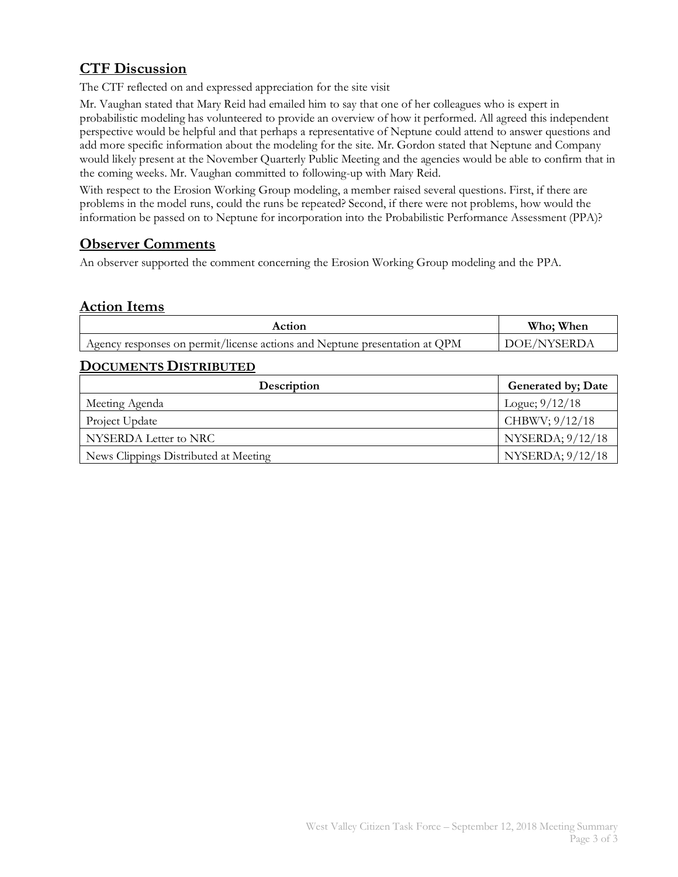## CTF Discussion

The CTF reflected on and expressed appreciation for the site visit

Mr. Vaughan stated that Mary Reid had emailed him to say that one of her colleagues who is expert in probabilistic modeling has volunteered to provide an overview of how it performed. All agreed this independent perspective would be helpful and that perhaps a representative of Neptune could attend to answer questions and add more specific information about the modeling for the site. Mr. Gordon stated that Neptune and Company would likely present at the November Quarterly Public Meeting and the agencies would be able to confirm that in the coming weeks. Mr. Vaughan committed to following-up with Mary Reid.

With respect to the Erosion Working Group modeling, a member raised several questions. First, if there are problems in the model runs, could the runs be repeated? Second, if there were not problems, how would the information be passed on to Neptune for incorporation into the Probabilistic Performance Assessment (PPA)?

## Observer Comments

An observer supported the comment concerning the Erosion Working Group modeling and the PPA.

## Action Items

| Action | Who; When |
| --- | --- |
| Agency responses on permit/license actions and Neptune presentation at QPM | DOE/NYSERDA |

## Documents Distributed

| Description | Generated by; Date |
| --- | --- |
| Meeting Agenda | Logue; 9/12/18 |
| Project Update | CHBWV; 9/12/18 |
| NYSERDA Letter to NRC | NYSERDA; 9/12/18 |
| News Clippings Distributed at Meeting | NYSERDA; 9/12/18 |